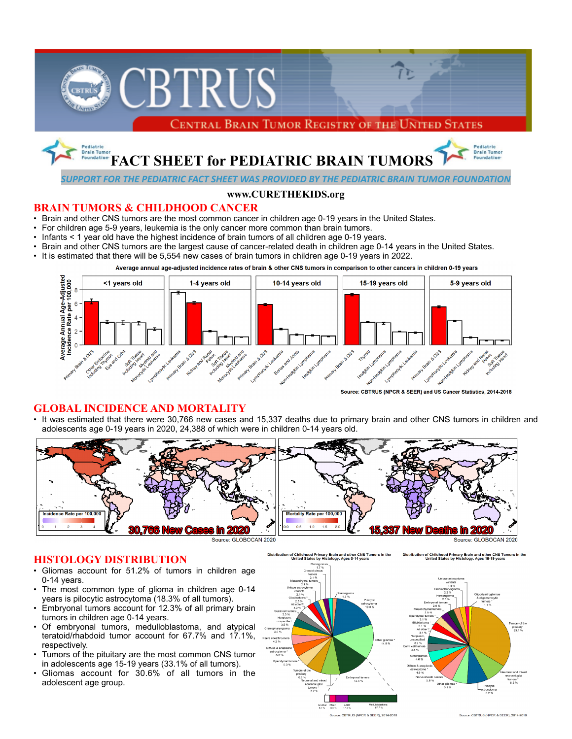# CBTRUS

CENTRAL BRAIN TUMOR REGISTRY OF THE UNITED STATES

# FACT SHEET for PEDIATRIC BRAIN TUMORS

*SUPPORT FOR THE PEDIATRIC FACT SHEET WAS PROVIDED BY THE PEDIATRIC BRAIN TUMOR FOUNDATION*

**www.CURETHEKIDS.org**

## BRAIN TUMORS & CHILDHOOD CANCER

- Brain and other CNS tumors are the most common cancer in children age 0-19 years in the United States.
- For children age 5-9 years, leukemia is the only cancer more common than brain tumors.
- Infants < 1 year old have the highest incidence of brain tumors of all children age 0-19 years.
- Brain and other CNS tumors are the largest cause of cancer-related death in children age 0-14 years in the United States.
- It is estimated that there will be 5,554 new cases of brain tumors in children age 0-19 years in 2022.

Average annual age-adjusted incidence rates of brain & other CNS tumors in comparison to other cancers in children 0-19 years

Source: CBTRUS (NPCR & SEER) and US Cancer Statistics, 2014-2018

## GLOBAL INCIDENCE AND MORTALITY

- It was estimated that there were 30,766 new cases and 15,337 deaths due to primary brain and other CNS tumors in children and adolescents age 0-19 years in 2020, 24,388 of which were in children 0-14 years old.

30,766 New Cases in 2020 — Source: GLOBOCAN 2020

15,337 New Deaths in 2020 — Source: GLOBOCAN 2020

## HISTOLOGY DISTRIBUTION

- Gliomas account for 51.2% of tumors in children age 0-14 years.
- The most common type of glioma in children age 0-14 years is pilocytic astrocytoma (18.3% of all tumors).
- Embryonal tumors account for 12.3% of all primary brain tumors in children age 0-14 years.
- Of embryonal tumors, medulloblastoma, and atypical teratoid/rhabdoid tumor account for 67.7% and 17.1%, respectively.
- Tumors of the pituitary are the most common CNS tumor in adolescents age 15-19 years (33.1% of all tumors).
- Gliomas account for 30.6% of all tumors in the adolescent age group.

Distribution of Childhood Primary Brain and other CNS Tumors in the United States by Histology, Ages 0-14 years — Source: CBTRUS (NPCR & SEER), 2014-2018

Distribution of Childhood Primary Brain and other CNS Tumors in the United States by Histology, Ages 15-19 years — Source: CBTRUS (NPCR & SEER), 2014-2018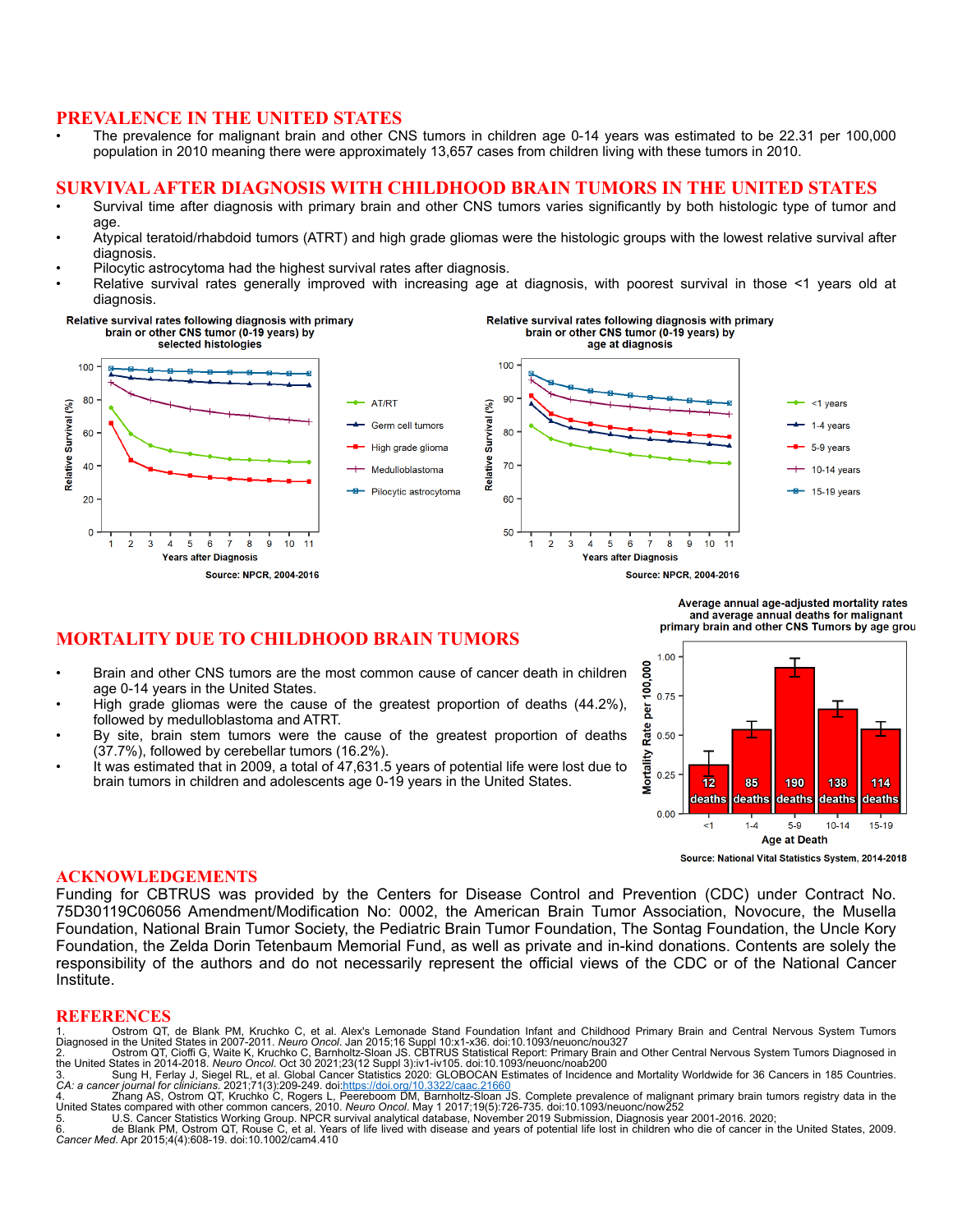## PREVALENCE IN THE UNITED STATES

- The prevalence for malignant brain and other CNS tumors in children age 0-14 years was estimated to be 22.31 per 100,000 population in 2010 meaning there were approximately 13,657 cases from children living with these tumors in 2010.

## SURVIVAL AFTER DIAGNOSIS WITH CHILDHOOD BRAIN TUMORS IN THE UNITED STATES

- Survival time after diagnosis with primary brain and other CNS tumors varies significantly by both histologic type of tumor and age.
- Atypical teratoid/rhabdoid tumors (ATRT) and high grade gliomas were the histologic groups with the lowest relative survival after diagnosis.
- Pilocytic astrocytoma had the highest survival rates after diagnosis.
- Relative survival rates generally improved with increasing age at diagnosis, with poorest survival in those <1 years old at diagnosis.

Relative survival rates following diagnosis with primary brain or other CNS tumor (0-19 years) by selected histologies

Relative Survival (%)
0 20 40 60 80 100
1 2 3 4 5 6 7 8 9 10 11
Years after Diagnosis
AT/RT
Germ cell tumors
High grade glioma
Medulloblastoma
Pilocytic astrocytoma
Source: NPCR, 2004-2016

Relative survival rates following diagnosis with primary brain or other CNS tumor (0-19 years) by age at diagnosis

Relative Survival (%)
50 60 70 80 90 100
1 2 3 4 5 6 7 8 9 10 11
Years after Diagnosis
<1 years
1-4 years
5-9 years
10-14 years
15-19 years
Source: NPCR, 2004-2016

## MORTALITY DUE TO CHILDHOOD BRAIN TUMORS

- Brain and other CNS tumors are the most common cause of cancer death in children age 0-14 years in the United States.
- High grade gliomas were the cause of the greatest proportion of deaths (44.2%), followed by medulloblastoma and ATRT.
- By site, brain stem tumors were the cause of the greatest proportion of deaths (37.7%), followed by cerebellar tumors (16.2%).
- It was estimated that in 2009, a total of 47,631.5 years of potential life were lost due to brain tumors in children and adolescents age 0-19 years in the United States.

Average annual age-adjusted mortality rates and average annual deaths for malignant primary brain and other CNS Tumors by age grou

Mortality Rate per 100,000
0.00 0.25 0.50 0.75 1.00
12 deaths
85 deaths
190 deaths
138 deaths
114 deaths
<1 1-4 5-9 10-14 15-19
Age at Death
Source: National Vital Statistics System, 2014-2018

## ACKNOWLEDGEMENTS

Funding for CBTRUS was provided by the Centers for Disease Control and Prevention (CDC) under Contract No. 75D30119C06056 Amendment/Modification No: 0002, the American Brain Tumor Association, Novocure, the Musella Foundation, National Brain Tumor Society, the Pediatric Brain Tumor Foundation, The Sontag Foundation, the Uncle Kory Foundation, the Zelda Dorin Tetenbaum Memorial Fund, as well as private and in-kind donations. Contents are solely the responsibility of the authors and do not necessarily represent the official views of the CDC or of the National Cancer Institute.

## REFERENCES

1. Ostrom QT, de Blank PM, Kruchko C, et al. Alex's Lemonade Stand Foundation Infant and Childhood Primary Brain and Central Nervous System Tumors Diagnosed in the United States in 2007-2011. *Neuro Oncol*. Jan 2015;16 Suppl 10:x1-x36. doi:10.1093/neuonc/nou327
2. Ostrom QT, Cioffi G, Waite K, Kruchko C, Barnholtz-Sloan JS. CBTRUS Statistical Report: Primary Brain and Other Central Nervous System Tumors Diagnosed in the United States in 2014-2018. *Neuro Oncol*. Oct 30 2021;23(12 Suppl 3):iv1-iv105. doi:10.1093/neuonc/noab200
3. Sung H, Ferlay J, Siegel RL, et al. Global Cancer Statistics 2020: GLOBOCAN Estimates of Incidence and Mortality Worldwide for 36 Cancers in 185 Countries. *CA: a cancer journal for clinicians*. 2021;71(3):209-249. doi:https://doi.org/10.3322/caac.21660
4. Zhang AS, Ostrom QT, Kruchko C, Rogers L, Peereboom DM, Barnholtz-Sloan JS. Complete prevalence of malignant primary brain tumors registry data in the United States compared with other common cancers, 2010. *Neuro Oncol*. May 1 2017;19(5):726-735. doi:10.1093/neuonc/now252
5. U.S. Cancer Statistics Working Group. NPCR survival analytical database, November 2019 Submission, Diagnosis year 2001-2016. 2020;
6. de Blank PM, Ostrom QT, Rouse C, et al. Years of life lived with disease and years of potential life lost in children who die of cancer in the United States, 2009. *Cancer Med*. Apr 2015;4(4):608-19. doi:10.1002/cam4.410